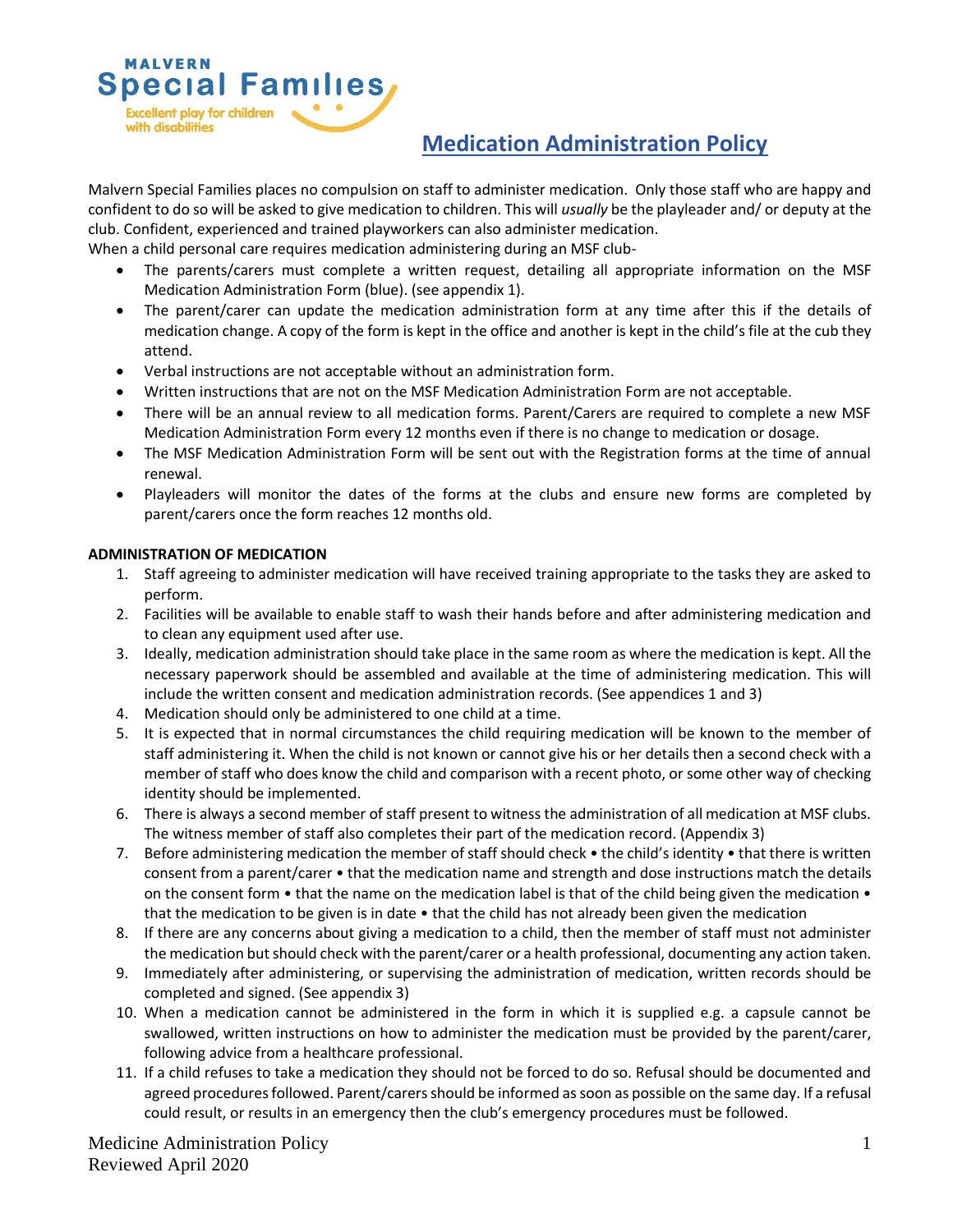MALVERN Special Families

Excellent play for children with disabilities

# Medication Administration Policy

Malvern Special Families places no compulsion on staff to administer medication. Only those staff who are happy and confident to do so will be asked to give medication to children. This will *usually* be the playleader and/ or deputy at the club. Confident, experienced and trained playworkers can also administer medication.

When a child personal care requires medication administering during an MSF club-

- The parents/carers must complete a written request, detailing all appropriate information on the MSF Medication Administration Form (blue). (see appendix 1).
- The parent/carer can update the medication administration form at any time after this if the details of medication change. A copy of the form is kept in the office and another is kept in the child's file at the cub they attend.
- Verbal instructions are not acceptable without an administration form.
- Written instructions that are not on the MSF Medication Administration Form are not acceptable.
- There will be an annual review to all medication forms. Parent/Carers are required to complete a new MSF Medication Administration Form every 12 months even if there is no change to medication or dosage.
- The MSF Medication Administration Form will be sent out with the Registration forms at the time of annual renewal.
- Playleaders will monitor the dates of the forms at the clubs and ensure new forms are completed by parent/carers once the form reaches 12 months old.

**ADMINISTRATION OF MEDICATION**

1. Staff agreeing to administer medication will have received training appropriate to the tasks they are asked to perform.
2. Facilities will be available to enable staff to wash their hands before and after administering medication and to clean any equipment used after use.
3. Ideally, medication administration should take place in the same room as where the medication is kept. All the necessary paperwork should be assembled and available at the time of administering medication. This will include the written consent and medication administration records. (See appendices 1 and 3)
4. Medication should only be administered to one child at a time.
5. It is expected that in normal circumstances the child requiring medication will be known to the member of staff administering it. When the child is not known or cannot give his or her details then a second check with a member of staff who does know the child and comparison with a recent photo, or some other way of checking identity should be implemented.
6. There is always a second member of staff present to witness the administration of all medication at MSF clubs. The witness member of staff also completes their part of the medication record. (Appendix 3)
7. Before administering medication the member of staff should check • the child's identity • that there is written consent from a parent/carer • that the medication name and strength and dose instructions match the details on the consent form • that the name on the medication label is that of the child being given the medication • that the medication to be given is in date • that the child has not already been given the medication
8. If there are any concerns about giving a medication to a child, then the member of staff must not administer the medication but should check with the parent/carer or a health professional, documenting any action taken.
9. Immediately after administering, or supervising the administration of medication, written records should be completed and signed. (See appendix 3)
10. When a medication cannot be administered in the form in which it is supplied e.g. a capsule cannot be swallowed, written instructions on how to administer the medication must be provided by the parent/carer, following advice from a healthcare professional.
11. If a child refuses to take a medication they should not be forced to do so. Refusal should be documented and agreed procedures followed. Parent/carers should be informed as soon as possible on the same day. If a refusal could result, or results in an emergency then the club's emergency procedures must be followed.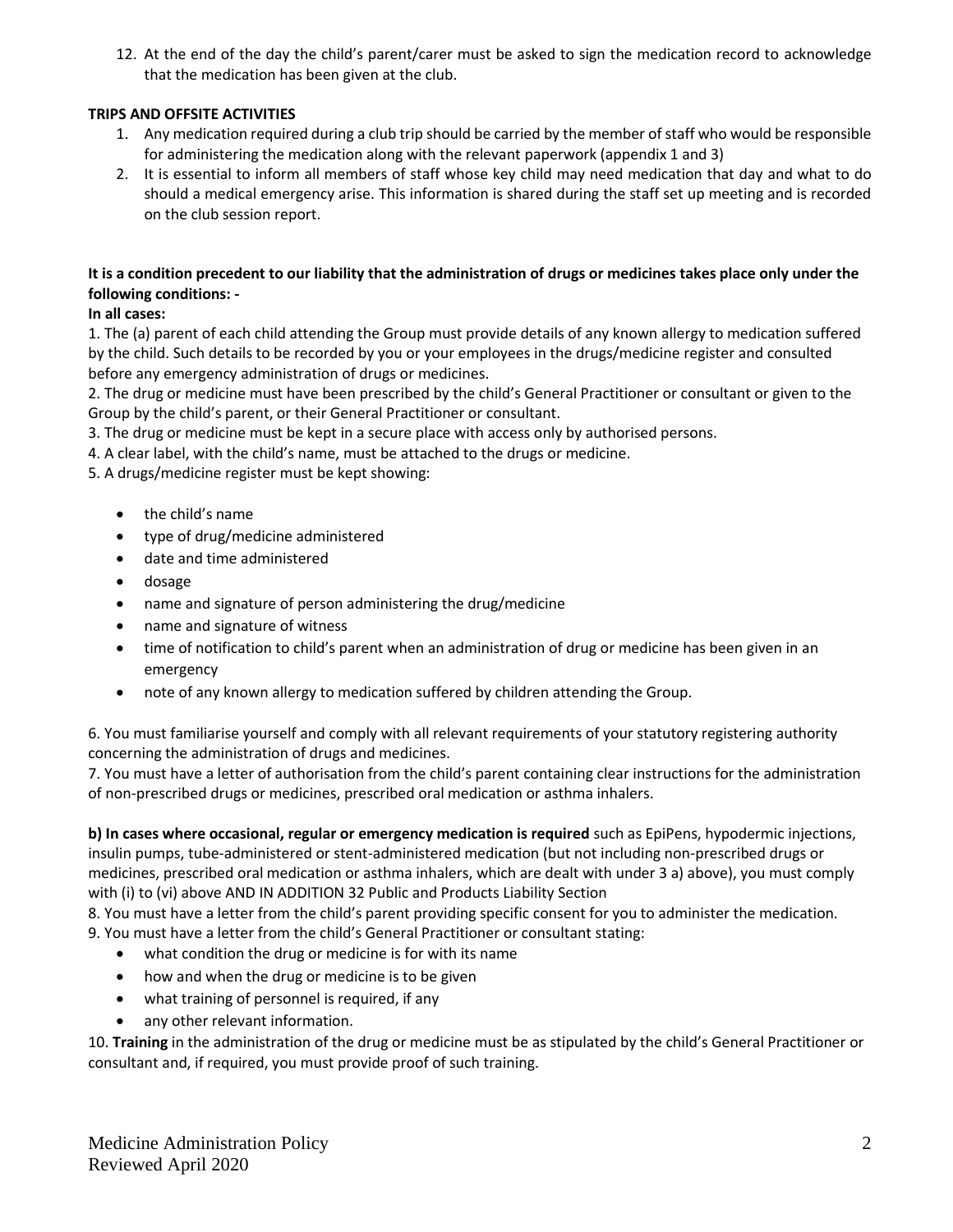12. At the end of the day the child's parent/carer must be asked to sign the medication record to acknowledge that the medication has been given at the club.

**TRIPS AND OFFSITE ACTIVITIES**

1. Any medication required during a club trip should be carried by the member of staff who would be responsible for administering the medication along with the relevant paperwork (appendix 1 and 3)
2. It is essential to inform all members of staff whose key child may need medication that day and what to do should a medical emergency arise. This information is shared during the staff set up meeting and is recorded on the club session report.

**It is a condition precedent to our liability that the administration of drugs or medicines takes place only under the following conditions: -**

**In all cases:**

1. The (a) parent of each child attending the Group must provide details of any known allergy to medication suffered by the child. Such details to be recorded by you or your employees in the drugs/medicine register and consulted before any emergency administration of drugs or medicines.
2. The drug or medicine must have been prescribed by the child's General Practitioner or consultant or given to the Group by the child's parent, or their General Practitioner or consultant.
3. The drug or medicine must be kept in a secure place with access only by authorised persons.
4. A clear label, with the child's name, must be attached to the drugs or medicine.
5. A drugs/medicine register must be kept showing:

- the child's name
- type of drug/medicine administered
- date and time administered
- dosage
- name and signature of person administering the drug/medicine
- name and signature of witness
- time of notification to child's parent when an administration of drug or medicine has been given in an emergency
- note of any known allergy to medication suffered by children attending the Group.

6. You must familiarise yourself and comply with all relevant requirements of your statutory registering authority concerning the administration of drugs and medicines.
7. You must have a letter of authorisation from the child's parent containing clear instructions for the administration of non-prescribed drugs or medicines, prescribed oral medication or asthma inhalers.

**b) In cases where occasional, regular or emergency medication is required** such as EpiPens, hypodermic injections, insulin pumps, tube-administered or stent-administered medication (but not including non-prescribed drugs or medicines, prescribed oral medication or asthma inhalers, which are dealt with under 3 a) above), you must comply with (i) to (vi) above AND IN ADDITION 32 Public and Products Liability Section

8. You must have a letter from the child's parent providing specific consent for you to administer the medication.
9. You must have a letter from the child's General Practitioner or consultant stating:
   - what condition the drug or medicine is for with its name
   - how and when the drug or medicine is to be given
   - what training of personnel is required, if any
   - any other relevant information.
10. **Training** in the administration of the drug or medicine must be as stipulated by the child's General Practitioner or consultant and, if required, you must provide proof of such training.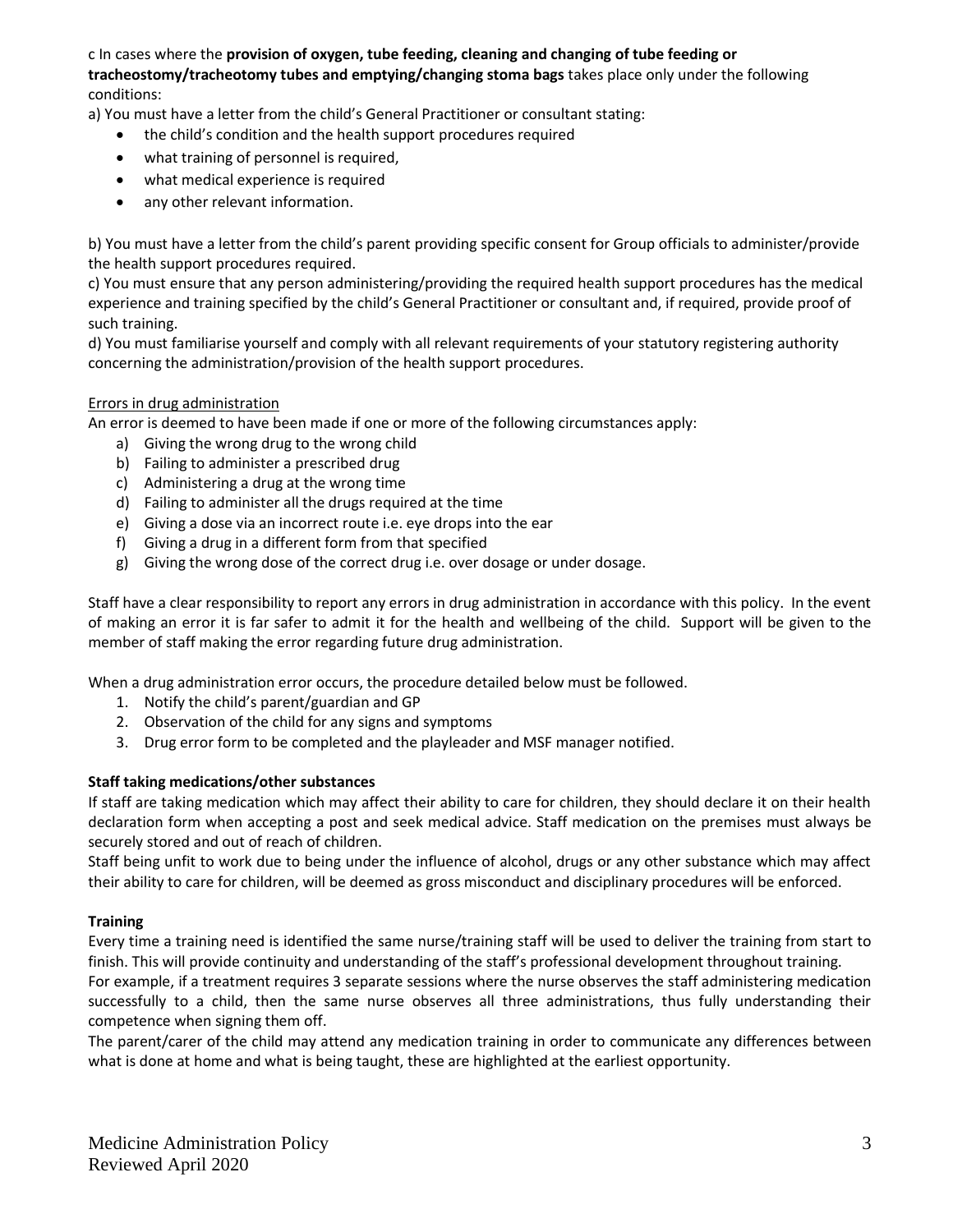c In cases where the **provision of oxygen, tube feeding, cleaning and changing of tube feeding or tracheostomy/tracheotomy tubes and emptying/changing stoma bags** takes place only under the following conditions:

a) You must have a letter from the child's General Practitioner or consultant stating:

- the child's condition and the health support procedures required
- what training of personnel is required,
- what medical experience is required
- any other relevant information.

b) You must have a letter from the child's parent providing specific consent for Group officials to administer/provide the health support procedures required.

c) You must ensure that any person administering/providing the required health support procedures has the medical experience and training specified by the child's General Practitioner or consultant and, if required, provide proof of such training.

d) You must familiarise yourself and comply with all relevant requirements of your statutory registering authority concerning the administration/provision of the health support procedures.

Errors in drug administration

An error is deemed to have been made if one or more of the following circumstances apply:

a) Giving the wrong drug to the wrong child
b) Failing to administer a prescribed drug
c) Administering a drug at the wrong time
d) Failing to administer all the drugs required at the time
e) Giving a dose via an incorrect route i.e. eye drops into the ear
f) Giving a drug in a different form from that specified
g) Giving the wrong dose of the correct drug i.e. over dosage or under dosage.

Staff have a clear responsibility to report any errors in drug administration in accordance with this policy. In the event of making an error it is far safer to admit it for the health and wellbeing of the child. Support will be given to the member of staff making the error regarding future drug administration.

When a drug administration error occurs, the procedure detailed below must be followed.

1. Notify the child's parent/guardian and GP
2. Observation of the child for any signs and symptoms
3. Drug error form to be completed and the playleader and MSF manager notified.

**Staff taking medications/other substances**

If staff are taking medication which may affect their ability to care for children, they should declare it on their health declaration form when accepting a post and seek medical advice. Staff medication on the premises must always be securely stored and out of reach of children.

Staff being unfit to work due to being under the influence of alcohol, drugs or any other substance which may affect their ability to care for children, will be deemed as gross misconduct and disciplinary procedures will be enforced.

**Training**

Every time a training need is identified the same nurse/training staff will be used to deliver the training from start to finish. This will provide continuity and understanding of the staff's professional development throughout training.

For example, if a treatment requires 3 separate sessions where the nurse observes the staff administering medication successfully to a child, then the same nurse observes all three administrations, thus fully understanding their competence when signing them off.

The parent/carer of the child may attend any medication training in order to communicate any differences between what is done at home and what is being taught, these are highlighted at the earliest opportunity.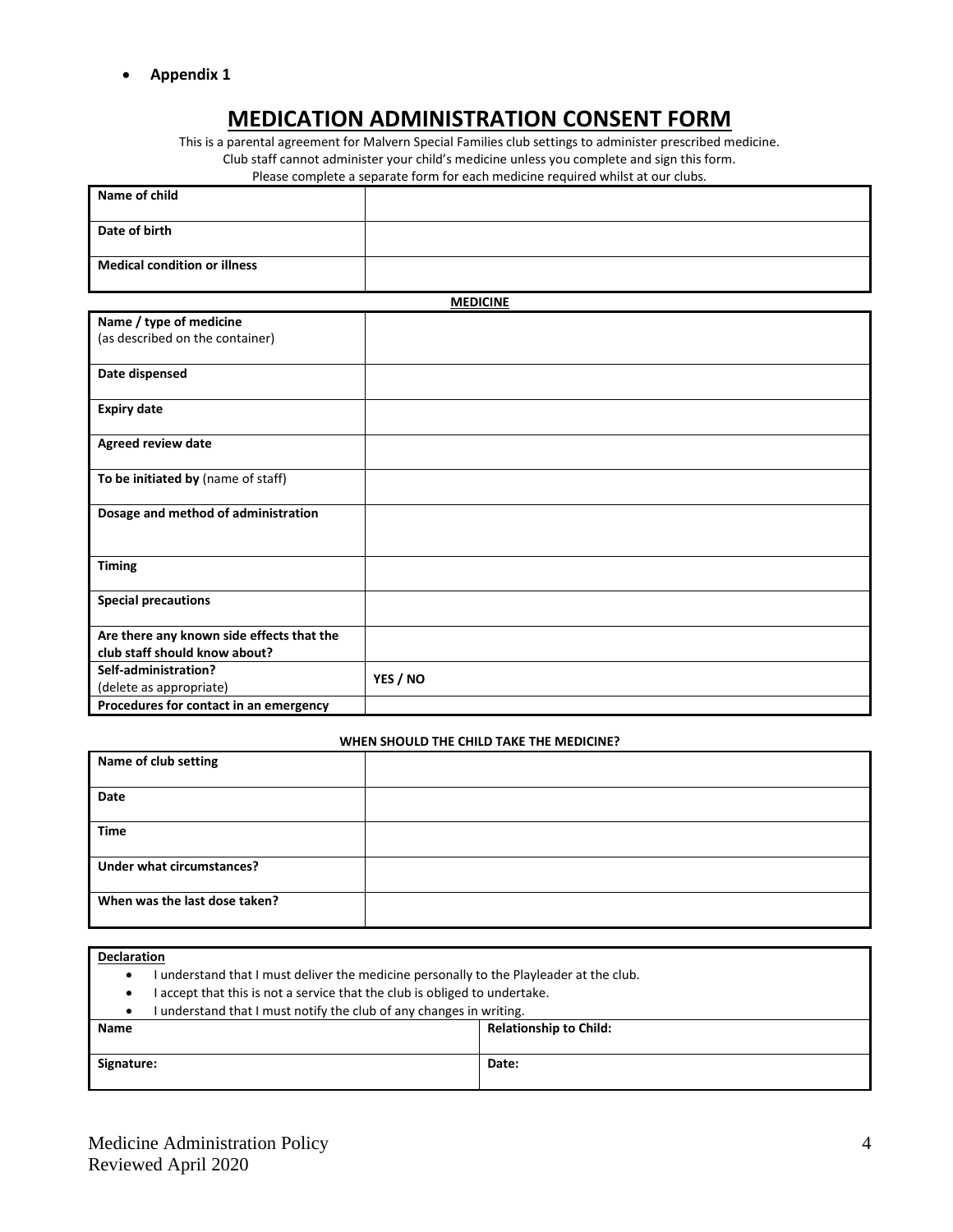- **Appendix 1**

# MEDICATION ADMINISTRATION CONSENT FORM

This is a parental agreement for Malvern Special Families club settings to administer prescribed medicine.
Club staff cannot administer your child's medicine unless you complete and sign this form.
Please complete a separate form for each medicine required whilst at our clubs.

| | |
|---|---|
| **Name of child** | |
| **Date of birth** | |
| **Medical condition or illness** | |

**MEDICINE**

| | |
|---|---|
| **Name / type of medicine** (as described on the container) | |
| **Date dispensed** | |
| **Expiry date** | |
| **Agreed review date** | |
| **To be initiated by** (name of staff) | |
| **Dosage and method of administration** | |
| **Timing** | |
| **Special precautions** | |
| **Are there any known side effects that the club staff should know about?** | |
| **Self-administration?** (delete as appropriate) | **YES / NO** |
| **Procedures for contact in an emergency** | |

**WHEN SHOULD THE CHILD TAKE THE MEDICINE?**

| | |
|---|---|
| **Name of club setting** | |
| **Date** | |
| **Time** | |
| **Under what circumstances?** | |
| **When was the last dose taken?** | |

**Declaration**

- I understand that I must deliver the medicine personally to the Playleader at the club.
- I accept that this is not a service that the club is obliged to undertake.
- I understand that I must notify the club of any changes in writing.

| | |
|---|---|
| **Name** | **Relationship to Child:** |
| **Signature:** | **Date:** |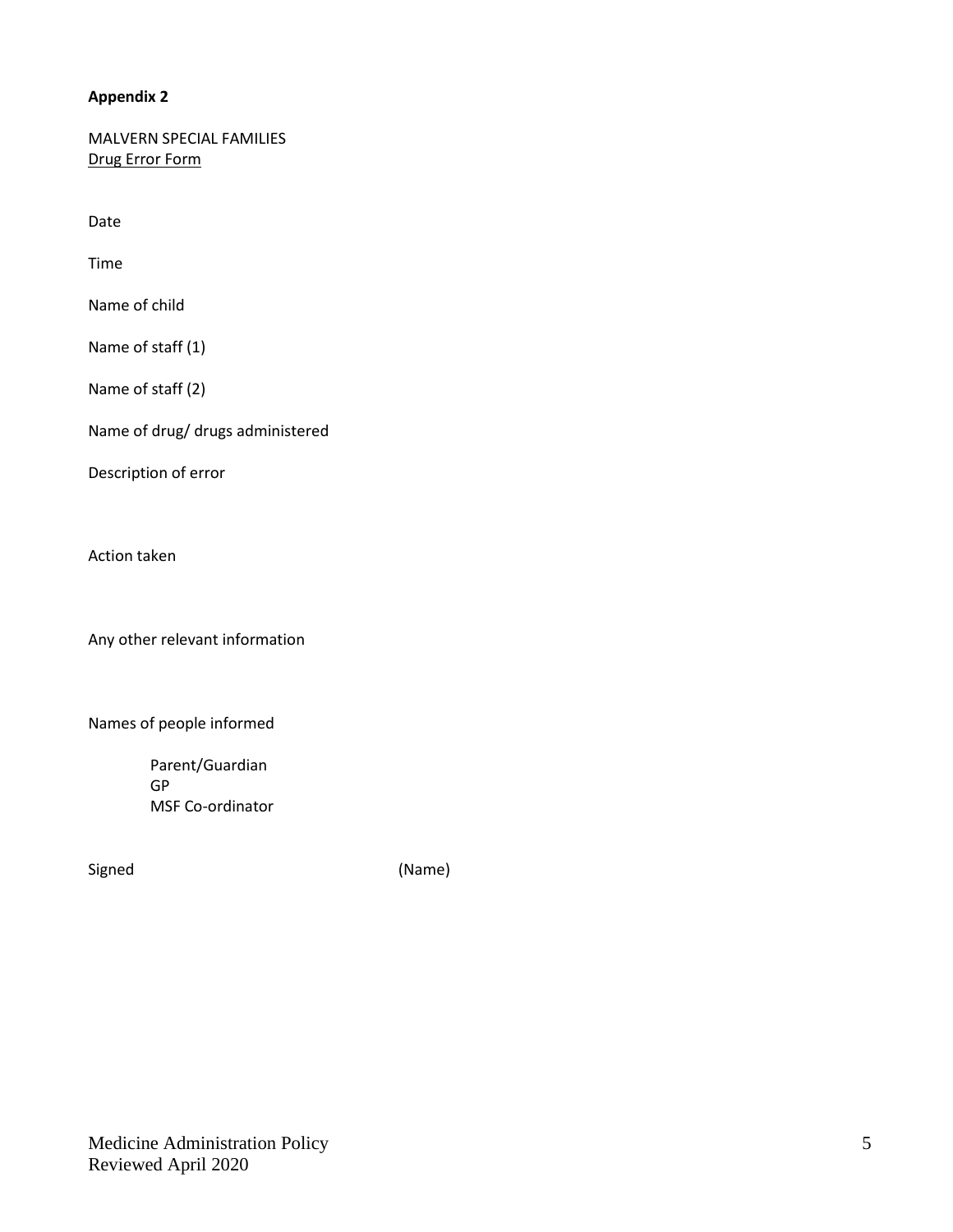**Appendix 2**

MALVERN SPECIAL FAMILIES

<u>Drug Error Form</u>

Date

Time

Name of child

Name of staff (1)

Name of staff (2)

Name of drug/ drugs administered

Description of error

Action taken

Any other relevant information

Names of people informed

Parent/Guardian
GP
MSF Co-ordinator

Signed (Name)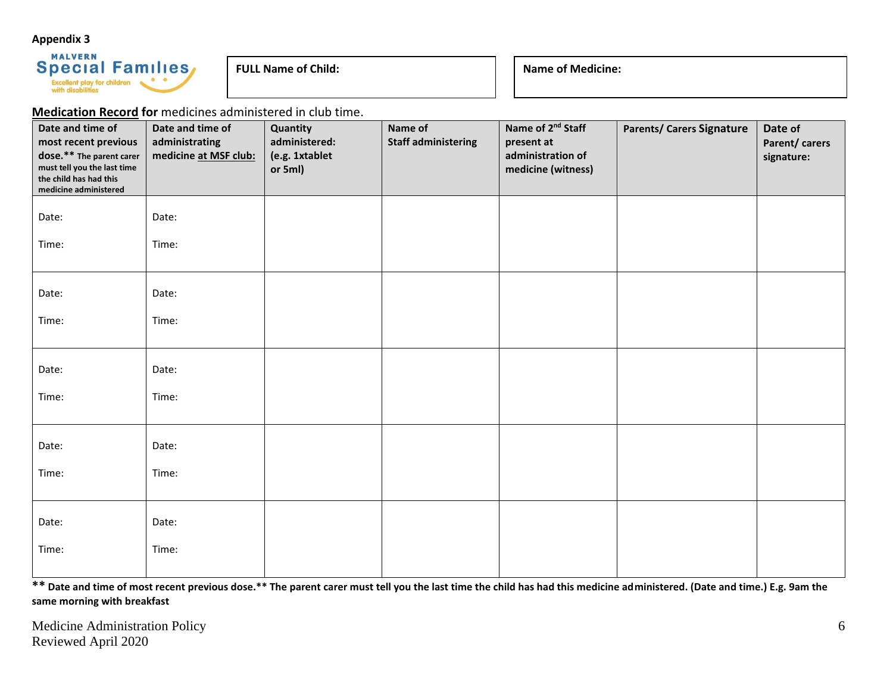**Appendix 3**

MALVERN Special Families — Excellent play for children with disabilities

| FULL Name of Child: | Name of Medicine: |
|---|---|
| | |

**Medication Record for** medicines administered in club time.

| Date and time of most recent previous dose.** The parent carer must tell you the last time the child has had this medicine administered | Date and time of administrating medicine at MSF club: | Quantity administered: (e.g. 1xtablet or 5ml) | Name of Staff administering | Name of 2nd Staff present at administration of medicine (witness) | Parents/ Carers Signature | Date of Parent/ carers signature: |
|---|---|---|---|---|---|---|
| Date:<br><br>Time: | Date:<br><br>Time: | | | | | |
| Date:<br><br>Time: | Date:<br><br>Time: | | | | | |
| Date:<br><br>Time: | Date:<br><br>Time: | | | | | |
| Date:<br><br>Time: | Date:<br><br>Time: | | | | | |
| Date:<br><br>Time: | Date:<br><br>Time: | | | | | |

**** Date and time of most recent previous dose.** The parent carer must tell you the last time the child has had this medicine administered. (Date and time.) E.g. 9am the same morning with breakfast**

Medicine Administration Policy
Reviewed April 2020